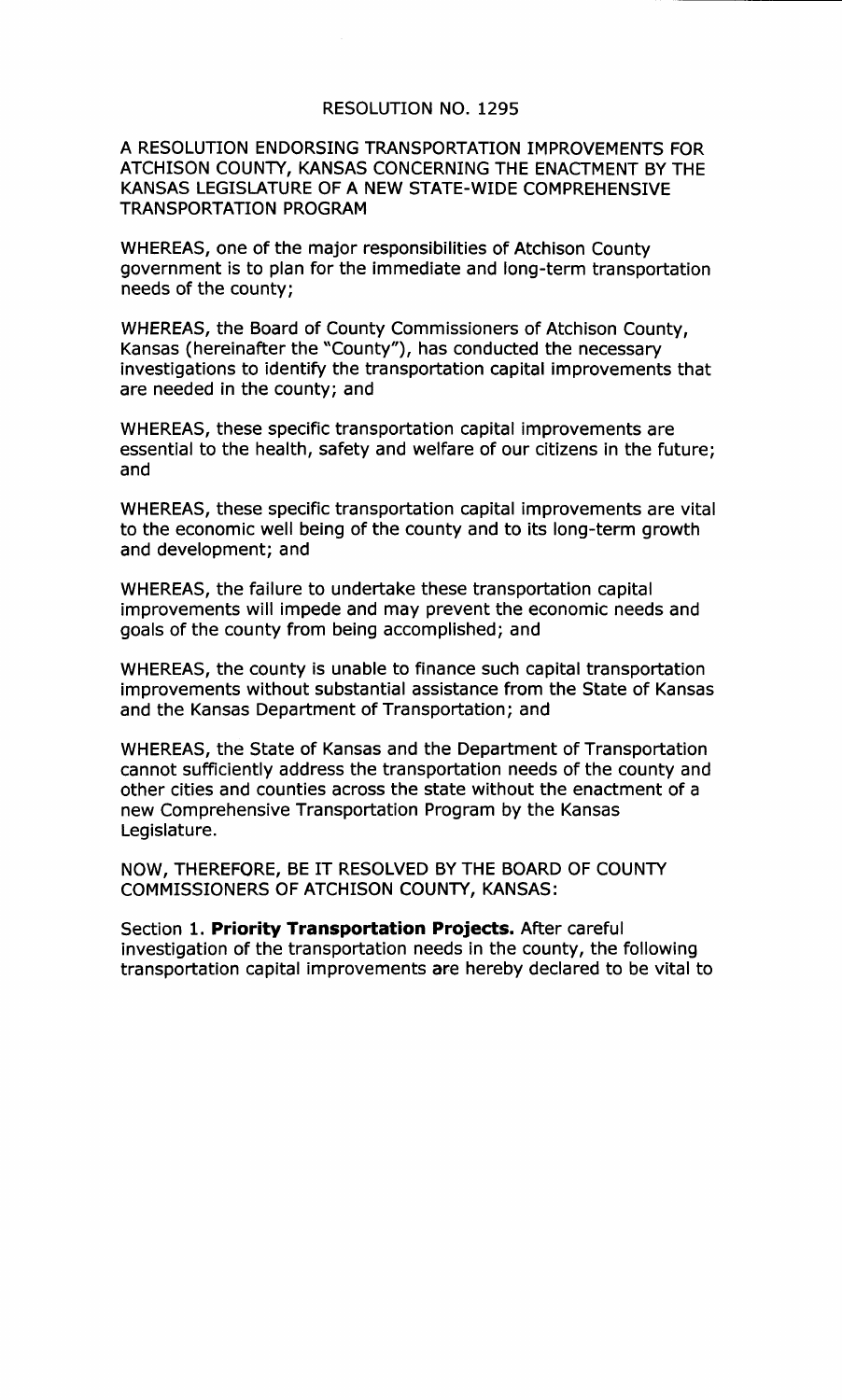# RESOLUTION NO. 1295

A RESOLUTION ENDORSING TRANSPORTATION IMPROVEMENTS FOR ATCHISON COUNTY, KANSAS CONCERNING THE ENACTMENT BY THE KANSAS LEGISLATURE OF A NEW STATE-WIDE COMPREHENSIVE TRANSPORTATION PROGRAM

WHEREAS, one of the major responsibilities of Atchison County government is to plan for the immediate and long-term transportation needs of the county;

WHEREAS, the Board of County Commissioners of Atchison County, Kansas (hereinafter the "County"), has conducted the necessary investigations to identify the transportation capital improvements that are needed in the county; and

WHEREAS, these specific transportation capital improvements are essential to the health, safety and welfare of our citizens in the future; and

WHEREAS, these specific transportation capital improvements are vital to the economic well being of the county and to its long-term growth and development; and

WHEREAS, the failure to undertake these transportation capital improvements will impede and may prevent the economic needs and goals of the county from being accomplished; and

WHEREAS, the county is unable to finance such capital transportation improvements without substantial assistance from the State of Kansas and the Kansas Department of Transportation; and

WHEREAS, the State of Kansas and the Department of Transportation cannot sufficiently address the transportation needs of the county and other cities and counties across the state without the enactment of a new Comprehensive Transportation Program by the Kansas Legislature.

NOW, THEREFORE, BE IT RESOLVED BY THE BOARD OF COUNTY COMMISSIONERS OF ATCHISON COUNTY, KANSAS:

Section 1. **Priority Transportation Projects.** After careful investigation of the transportation needs in the county, the following transportation capital improvements are hereby declared to be vital to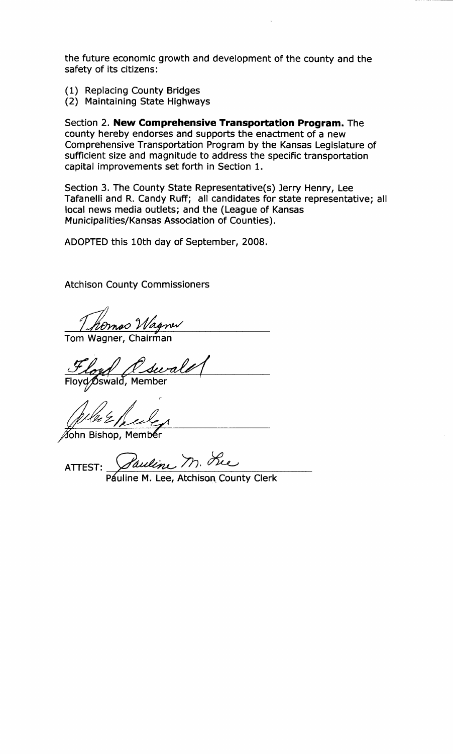the future economic growth and development of the county and the safety of its citizens:

(1) Replacing County Bridges
(2) Maintaining State Highways

Section 2. **New Comprehensive Transportation Program.** The county hereby endorses and supports the enactment of a new Comprehensive Transportation Program by the Kansas Legislature of sufficient size and magnitude to address the specific transportation capital improvements set forth in Section 1.

Section 3. The County State Representative(s) Jerry Henry, Lee Tafanelli and R. Candy Ruff; all candidates for state representative; all local news media outlets; and the (League of Kansas Municipalities/Kansas Association of Counties).

ADOPTED this 10th day of September, 2008.

Atchison County Commissioners

Thomas Wagner

Tom Wagner, Chairman

Floyd Oswald

Floyd Oswald, Member

John Bishop, Member

ATTEST: Pauline M. Lee

Pauline M. Lee, Atchison County Clerk